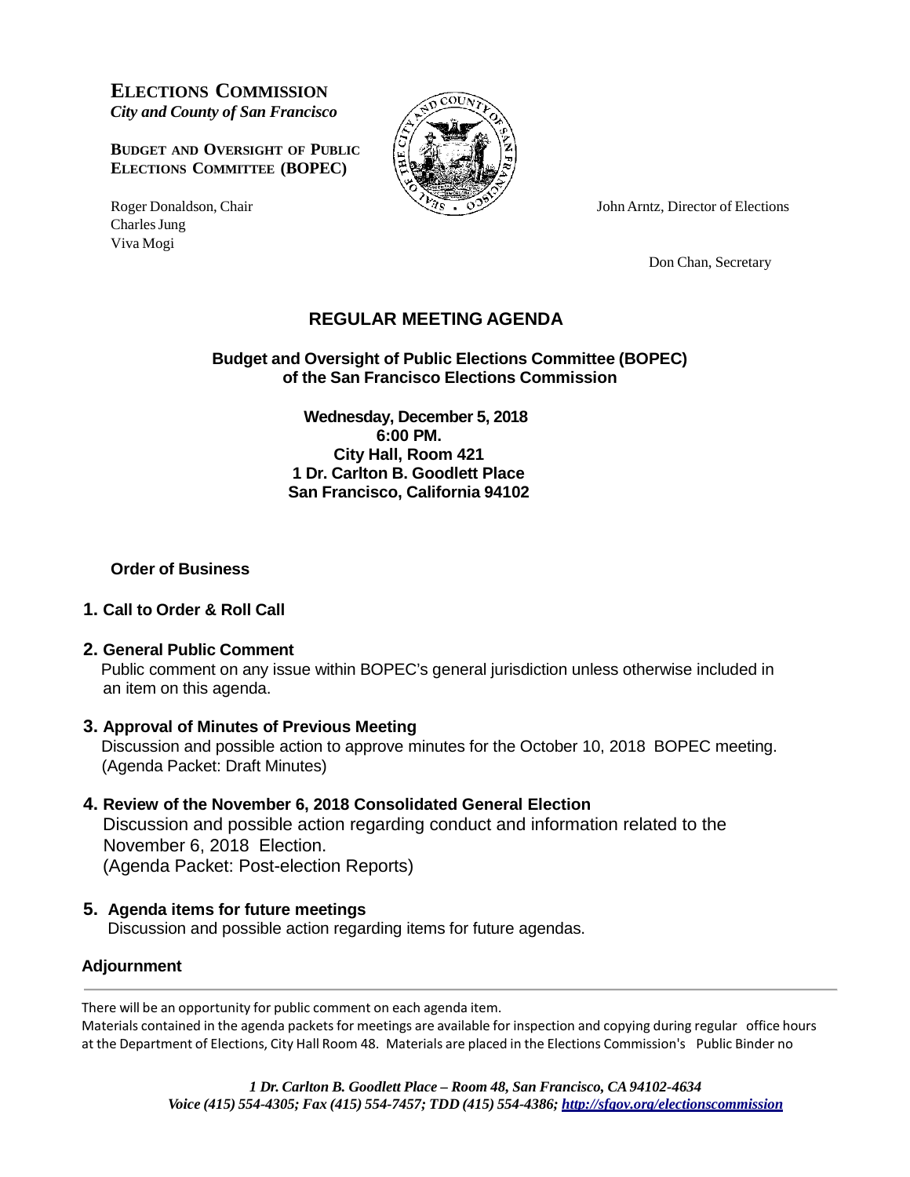**ELECTIONS COMMISSION**
*City and County of San Francisco*

**BUDGET AND OVERSIGHT OF PUBLIC ELECTIONS COMMITTEE (BOPEC)**

Roger Donaldson, Chair
Charles Jung
Viva Mogi

John Arntz, Director of Elections

Don Chan, Secretary

# REGULAR MEETING AGENDA

**Budget and Oversight of Public Elections Committee (BOPEC)**
**of the San Francisco Elections Commission**

**Wednesday, December 5, 2018**
**6:00 PM.**
**City Hall, Room 421**
**1 Dr. Carlton B. Goodlett Place**
**San Francisco, California 94102**

## Order of Business

**1. Call to Order & Roll Call**

**2. General Public Comment**
Public comment on any issue within BOPEC's general jurisdiction unless otherwise included in an item on this agenda.

**3. Approval of Minutes of Previous Meeting**
Discussion and possible action to approve minutes for the October 10, 2018 BOPEC meeting. (Agenda Packet: Draft Minutes)

**4. Review of the November 6, 2018 Consolidated General Election**
Discussion and possible action regarding conduct and information related to the November 6, 2018 Election.
(Agenda Packet: Post-election Reports)

**5. Agenda items for future meetings**
Discussion and possible action regarding items for future agendas.

**Adjournment**

---

There will be an opportunity for public comment on each agenda item.
Materials contained in the agenda packets for meetings are available for inspection and copying during regular office hours at the Department of Elections, City Hall Room 48. Materials are placed in the Elections Commission's Public Binder no

*1 Dr. Carlton B. Goodlett Place – Room 48, San Francisco, CA 94102-4634*
*Voice (415) 554-4305; Fax (415) 554-7457; TDD (415) 554-4386; http://sfgov.org/electionscommission*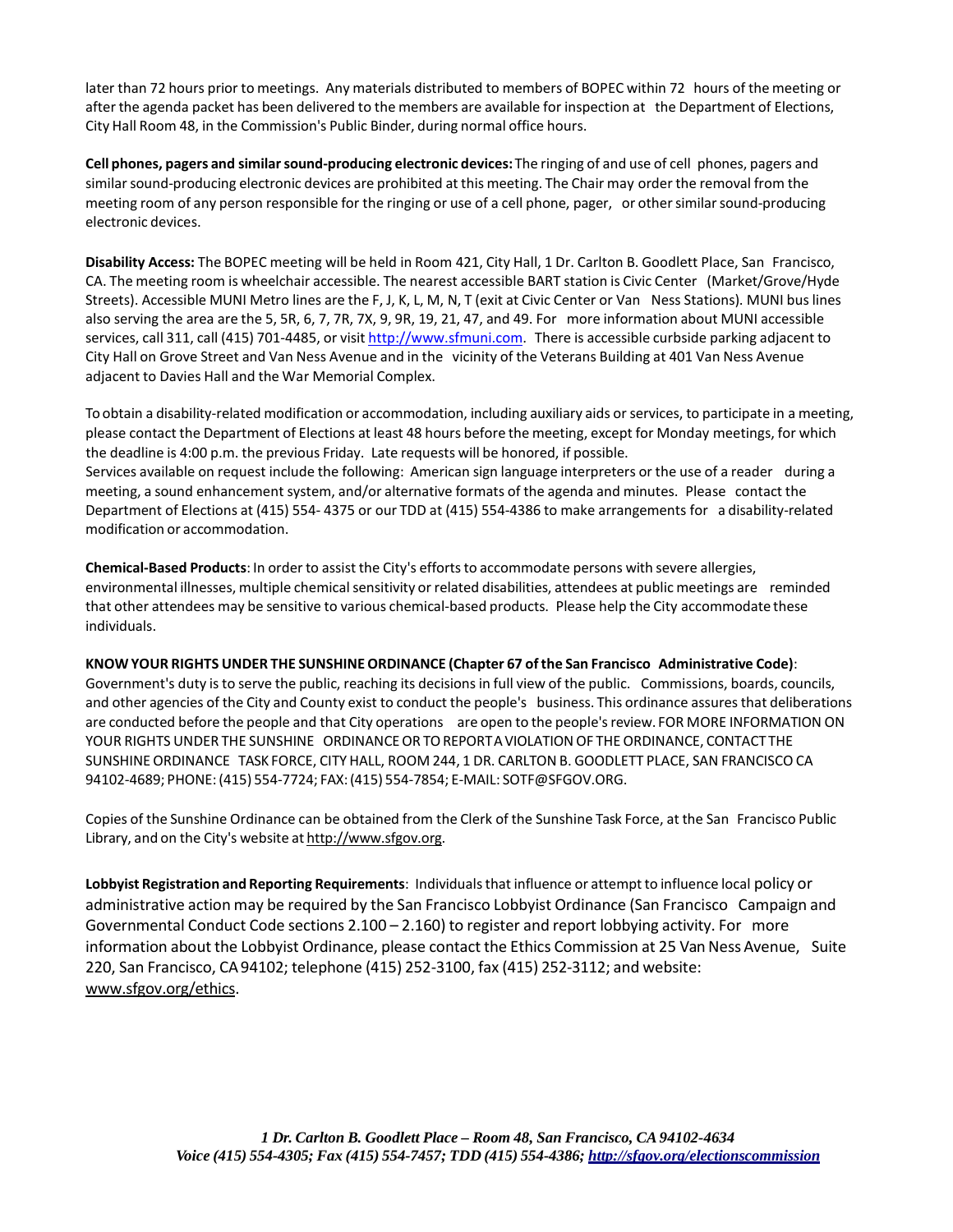later than 72 hours prior to meetings. Any materials distributed to members of BOPEC within 72 hours of the meeting or after the agenda packet has been delivered to the members are available for inspection at the Department of Elections, City Hall Room 48, in the Commission's Public Binder, during normal office hours.

**Cell phones, pagers and similar sound-producing electronic devices:** The ringing of and use of cell phones, pagers and similar sound-producing electronic devices are prohibited at this meeting. The Chair may order the removal from the meeting room of any person responsible for the ringing or use of a cell phone, pager, or other similar sound-producing electronic devices.

**Disability Access:** The BOPEC meeting will be held in Room 421, City Hall, 1 Dr. Carlton B. Goodlett Place, San Francisco, CA. The meeting room is wheelchair accessible. The nearest accessible BART station is Civic Center (Market/Grove/Hyde Streets). Accessible MUNI Metro lines are the F, J, K, L, M, N, T (exit at Civic Center or Van Ness Stations). MUNI bus lines also serving the area are the 5, 5R, 6, 7, 7R, 7X, 9, 9R, 19, 21, 47, and 49. For more information about MUNI accessible services, call 311, call (415) 701-4485, or visit http://www.sfmuni.com. There is accessible curbside parking adjacent to City Hall on Grove Street and Van Ness Avenue and in the vicinity of the Veterans Building at 401 Van Ness Avenue adjacent to Davies Hall and the War Memorial Complex.

To obtain a disability-related modification or accommodation, including auxiliary aids or services, to participate in a meeting, please contact the Department of Elections at least 48 hours before the meeting, except for Monday meetings, for which the deadline is 4:00 p.m. the previous Friday. Late requests will be honored, if possible.
Services available on request include the following: American sign language interpreters or the use of a reader during a meeting, a sound enhancement system, and/or alternative formats of the agenda and minutes. Please contact the Department of Elections at (415) 554- 4375 or our TDD at (415) 554-4386 to make arrangements for a disability-related modification or accommodation.

**Chemical-Based Products**: In order to assist the City's efforts to accommodate persons with severe allergies, environmental illnesses, multiple chemical sensitivity or related disabilities, attendees at public meetings are reminded that other attendees may be sensitive to various chemical-based products. Please help the City accommodate these individuals.

**KNOW YOUR RIGHTS UNDER THE SUNSHINE ORDINANCE (Chapter 67 of the San Francisco Administrative Code)**: Government's duty is to serve the public, reaching its decisions in full view of the public. Commissions, boards, councils, and other agencies of the City and County exist to conduct the people's business. This ordinance assures that deliberations are conducted before the people and that City operations are open to the people's review. FOR MORE INFORMATION ON YOUR RIGHTS UNDER THE SUNSHINE ORDINANCE OR TO REPORT A VIOLATION OF THE ORDINANCE, CONTACT THE SUNSHINE ORDINANCE TASK FORCE, CITY HALL, ROOM 244, 1 DR. CARLTON B. GOODLETT PLACE, SAN FRANCISCO CA 94102-4689; PHONE: (415) 554-7724; FAX: (415) 554-7854; E-MAIL: SOTF@SFGOV.ORG.

Copies of the Sunshine Ordinance can be obtained from the Clerk of the Sunshine Task Force, at the San Francisco Public Library, and on the City's website at http://www.sfgov.org.

**Lobbyist Registration and Reporting Requirements**: Individuals that influence or attempt to influence local policy or administrative action may be required by the San Francisco Lobbyist Ordinance (San Francisco Campaign and Governmental Conduct Code sections 2.100 – 2.160) to register and report lobbying activity. For more information about the Lobbyist Ordinance, please contact the Ethics Commission at 25 Van Ness Avenue, Suite 220, San Francisco, CA 94102; telephone (415) 252-3100, fax (415) 252-3112; and website: www.sfgov.org/ethics.